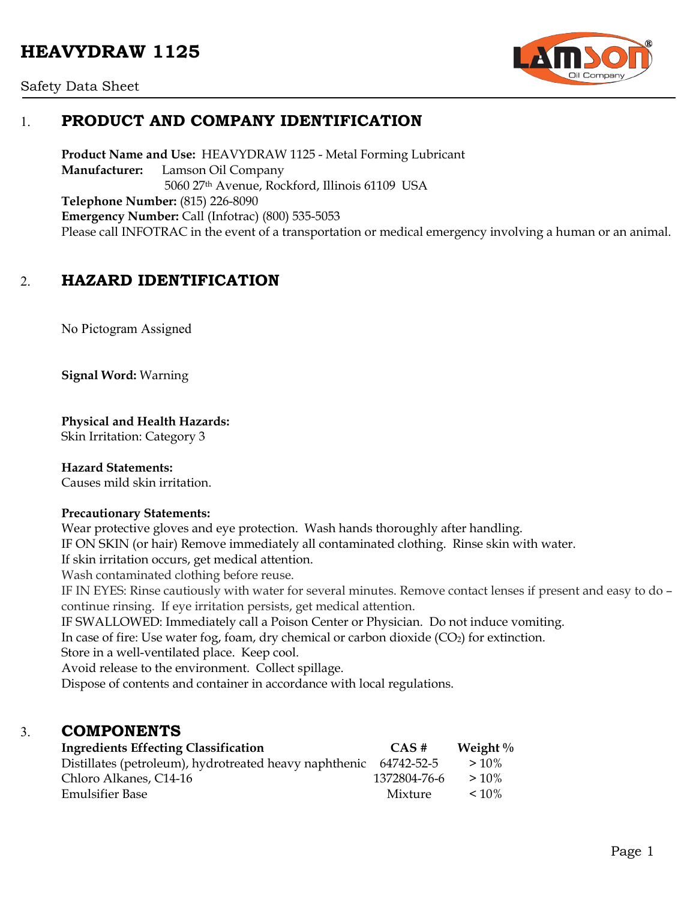# HEAVYDRAW 1125

Safety Data Sheet

## 1. PRODUCT AND COMPANY IDENTIFICATION

**Product Name and Use:** HEAVYDRAW 1125 - Metal Forming Lubricant
**Manufacturer:** Lamson Oil Company
5060 27th Avenue, Rockford, Illinois 61109 USA
**Telephone Number:** (815) 226-8090
**Emergency Number:** Call (Infotrac) (800) 535-5053
Please call INFOTRAC in the event of a transportation or medical emergency involving a human or an animal.

## 2. HAZARD IDENTIFICATION

No Pictogram Assigned

**Signal Word:** Warning

**Physical and Health Hazards:**
Skin Irritation: Category 3

**Hazard Statements:**
Causes mild skin irritation.

**Precautionary Statements:**
Wear protective gloves and eye protection. Wash hands thoroughly after handling.
IF ON SKIN (or hair) Remove immediately all contaminated clothing. Rinse skin with water.
If skin irritation occurs, get medical attention.
Wash contaminated clothing before reuse.
IF IN EYES: Rinse cautiously with water for several minutes. Remove contact lenses if present and easy to do – continue rinsing. If eye irritation persists, get medical attention.
IF SWALLOWED: Immediately call a Poison Center or Physician. Do not induce vomiting.
In case of fire: Use water fog, foam, dry chemical or carbon dioxide ($CO_2$) for extinction.
Store in a well-ventilated place. Keep cool.
Avoid release to the environment. Collect spillage.
Dispose of contents and container in accordance with local regulations.

## 3. COMPONENTS

| Ingredients Effecting Classification | CAS # | Weight % |
|---|---|---|
| Distillates (petroleum), hydrotreated heavy naphthenic | 64742-52-5 | > 10% |
| Chloro Alkanes, C14-16 | 1372804-76-6 | > 10% |
| Emulsifier Base | Mixture | < 10% |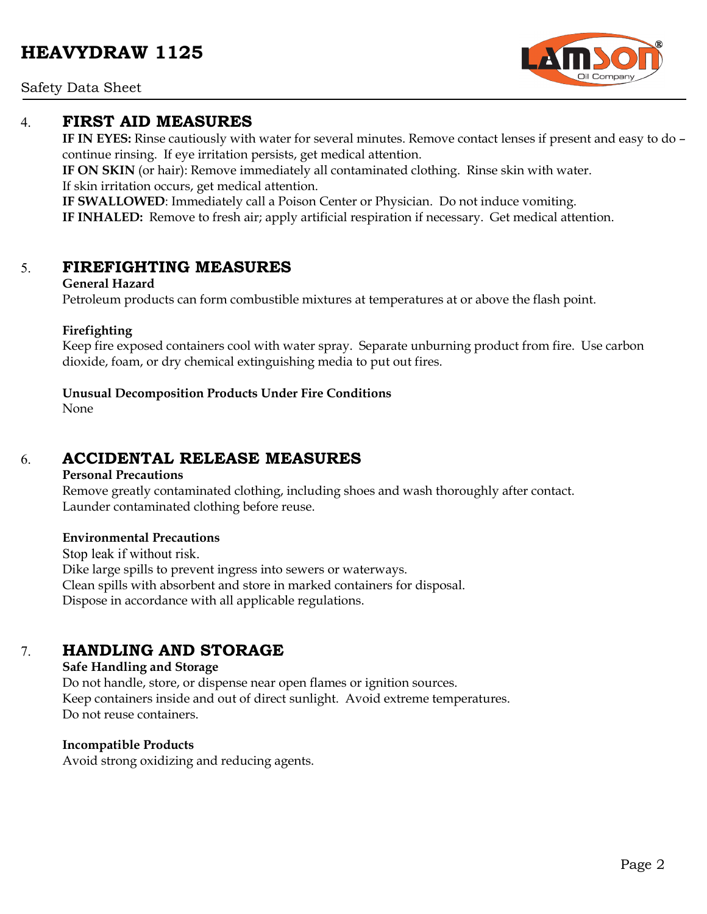## 4. FIRST AID MEASURES

**IF IN EYES:** Rinse cautiously with water for several minutes. Remove contact lenses if present and easy to do – continue rinsing. If eye irritation persists, get medical attention.
**IF ON SKIN** (or hair): Remove immediately all contaminated clothing. Rinse skin with water.
If skin irritation occurs, get medical attention.
**IF SWALLOWED**: Immediately call a Poison Center or Physician. Do not induce vomiting.
**IF INHALED:** Remove to fresh air; apply artificial respiration if necessary. Get medical attention.

## 5. FIREFIGHTING MEASURES

**General Hazard**
Petroleum products can form combustible mixtures at temperatures at or above the flash point.

**Firefighting**
Keep fire exposed containers cool with water spray. Separate unburning product from fire. Use carbon dioxide, foam, or dry chemical extinguishing media to put out fires.

**Unusual Decomposition Products Under Fire Conditions**
None

## 6. ACCIDENTAL RELEASE MEASURES

**Personal Precautions**
Remove greatly contaminated clothing, including shoes and wash thoroughly after contact.
Launder contaminated clothing before reuse.

**Environmental Precautions**
Stop leak if without risk.
Dike large spills to prevent ingress into sewers or waterways.
Clean spills with absorbent and store in marked containers for disposal.
Dispose in accordance with all applicable regulations.

## 7. HANDLING AND STORAGE

**Safe Handling and Storage**
Do not handle, store, or dispense near open flames or ignition sources.
Keep containers inside and out of direct sunlight. Avoid extreme temperatures.
Do not reuse containers.

**Incompatible Products**
Avoid strong oxidizing and reducing agents.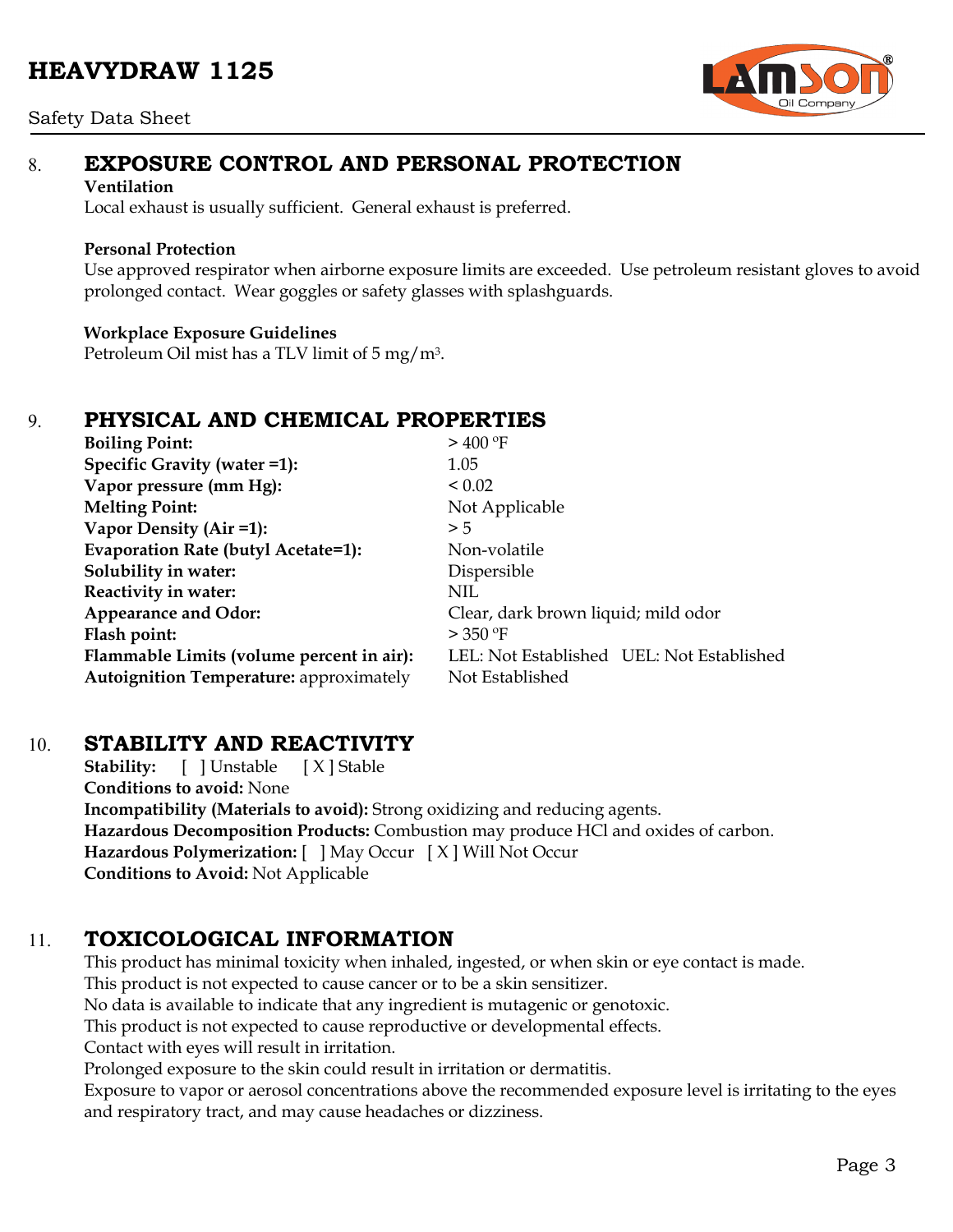## 8. EXPOSURE CONTROL AND PERSONAL PROTECTION

**Ventilation**

Local exhaust is usually sufficient. General exhaust is preferred.

**Personal Protection**

Use approved respirator when airborne exposure limits are exceeded. Use petroleum resistant gloves to avoid prolonged contact. Wear goggles or safety glasses with splashguards.

**Workplace Exposure Guidelines**

Petroleum Oil mist has a TLV limit of 5 mg/m$^3$.

## 9. PHYSICAL AND CHEMICAL PROPERTIES

| | |
|---|---|
| **Boiling Point:** | > 400 ºF |
| **Specific Gravity (water =1):** | 1.05 |
| **Vapor pressure (mm Hg):** | < 0.02 |
| **Melting Point:** | Not Applicable |
| **Vapor Density (Air =1):** | > 5 |
| **Evaporation Rate (butyl Acetate=1):** | Non-volatile |
| **Solubility in water:** | Dispersible |
| **Reactivity in water:** | NIL |
| **Appearance and Odor:** | Clear, dark brown liquid; mild odor |
| **Flash point:** | > 350 ºF |
| **Flammable Limits (volume percent in air):** | LEL: Not Established UEL: Not Established |
| **Autoignition Temperature:** approximately | Not Established |

## 10. STABILITY AND REACTIVITY

**Stability:** [ ] Unstable [ X ] Stable

**Conditions to avoid:** None

**Incompatibility (Materials to avoid):** Strong oxidizing and reducing agents.

**Hazardous Decomposition Products:** Combustion may produce HCl and oxides of carbon.

**Hazardous Polymerization:** [ ] May Occur [ X ] Will Not Occur

**Conditions to Avoid:** Not Applicable

## 11. TOXICOLOGICAL INFORMATION

This product has minimal toxicity when inhaled, ingested, or when skin or eye contact is made.
This product is not expected to cause cancer or to be a skin sensitizer.
No data is available to indicate that any ingredient is mutagenic or genotoxic.
This product is not expected to cause reproductive or developmental effects.
Contact with eyes will result in irritation.
Prolonged exposure to the skin could result in irritation or dermatitis.
Exposure to vapor or aerosol concentrations above the recommended exposure level is irritating to the eyes and respiratory tract, and may cause headaches or dizziness.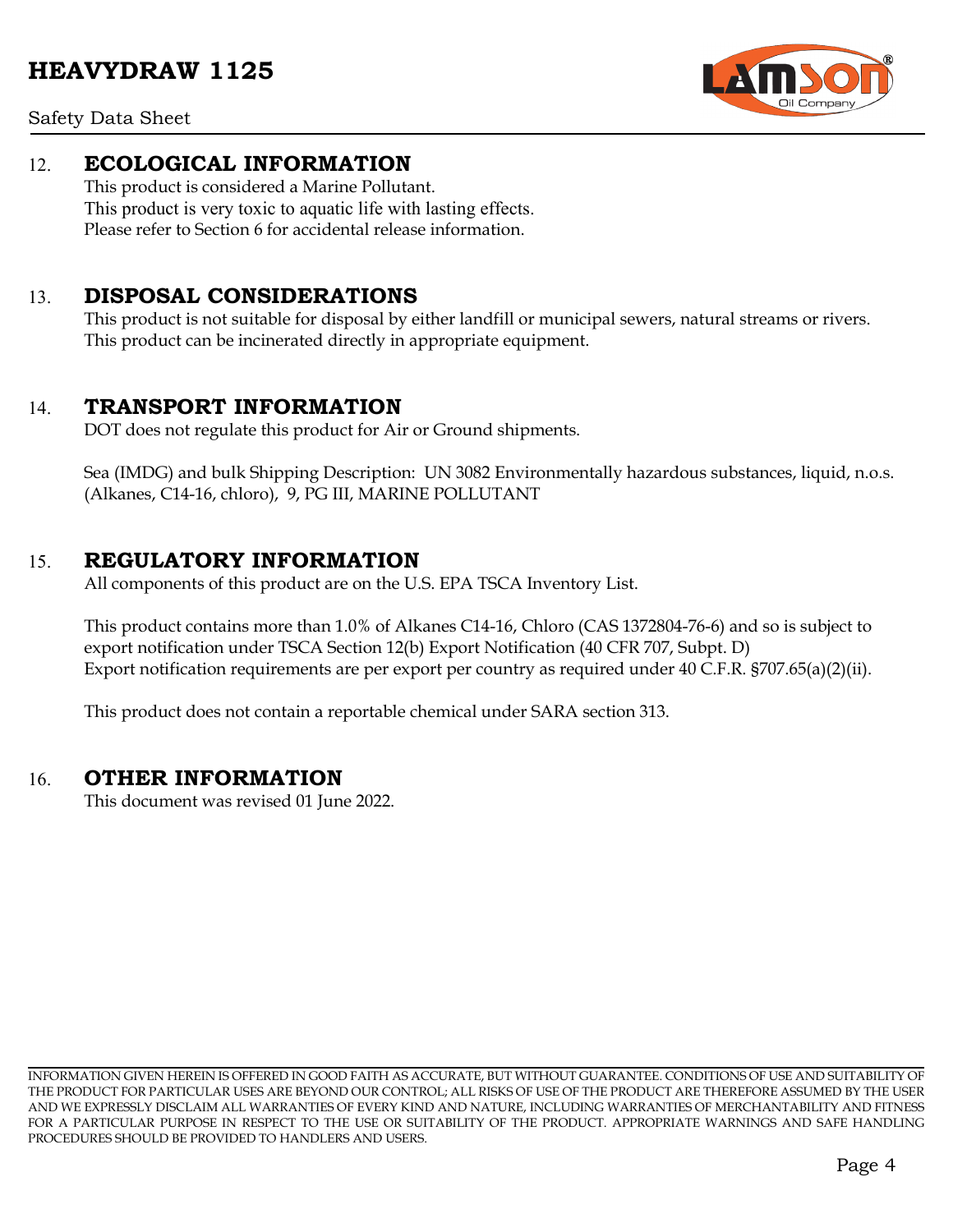## 12. ECOLOGICAL INFORMATION

This product is considered a Marine Pollutant.
This product is very toxic to aquatic life with lasting effects.
Please refer to Section 6 for accidental release information.

## 13. DISPOSAL CONSIDERATIONS

This product is not suitable for disposal by either landfill or municipal sewers, natural streams or rivers. This product can be incinerated directly in appropriate equipment.

## 14. TRANSPORT INFORMATION

DOT does not regulate this product for Air or Ground shipments.

Sea (IMDG) and bulk Shipping Description: UN 3082 Environmentally hazardous substances, liquid, n.o.s. (Alkanes, C14-16, chloro), 9, PG III, MARINE POLLUTANT

## 15. REGULATORY INFORMATION

All components of this product are on the U.S. EPA TSCA Inventory List.

This product contains more than 1.0% of Alkanes C14-16, Chloro (CAS 1372804-76-6) and so is subject to export notification under TSCA Section 12(b) Export Notification (40 CFR 707, Subpt. D)
Export notification requirements are per export per country as required under 40 C.F.R. §707.65(a)(2)(ii).

This product does not contain a reportable chemical under SARA section 313.

## 16. OTHER INFORMATION

This document was revised 01 June 2022.

INFORMATION GIVEN HEREIN IS OFFERED IN GOOD FAITH AS ACCURATE, BUT WITHOUT GUARANTEE. CONDITIONS OF USE AND SUITABILITY OF THE PRODUCT FOR PARTICULAR USES ARE BEYOND OUR CONTROL; ALL RISKS OF USE OF THE PRODUCT ARE THEREFORE ASSUMED BY THE USER AND WE EXPRESSLY DISCLAIM ALL WARRANTIES OF EVERY KIND AND NATURE, INCLUDING WARRANTIES OF MERCHANTABILITY AND FITNESS FOR A PARTICULAR PURPOSE IN RESPECT TO THE USE OR SUITABILITY OF THE PRODUCT. APPROPRIATE WARNINGS AND SAFE HANDLING PROCEDURES SHOULD BE PROVIDED TO HANDLERS AND USERS.